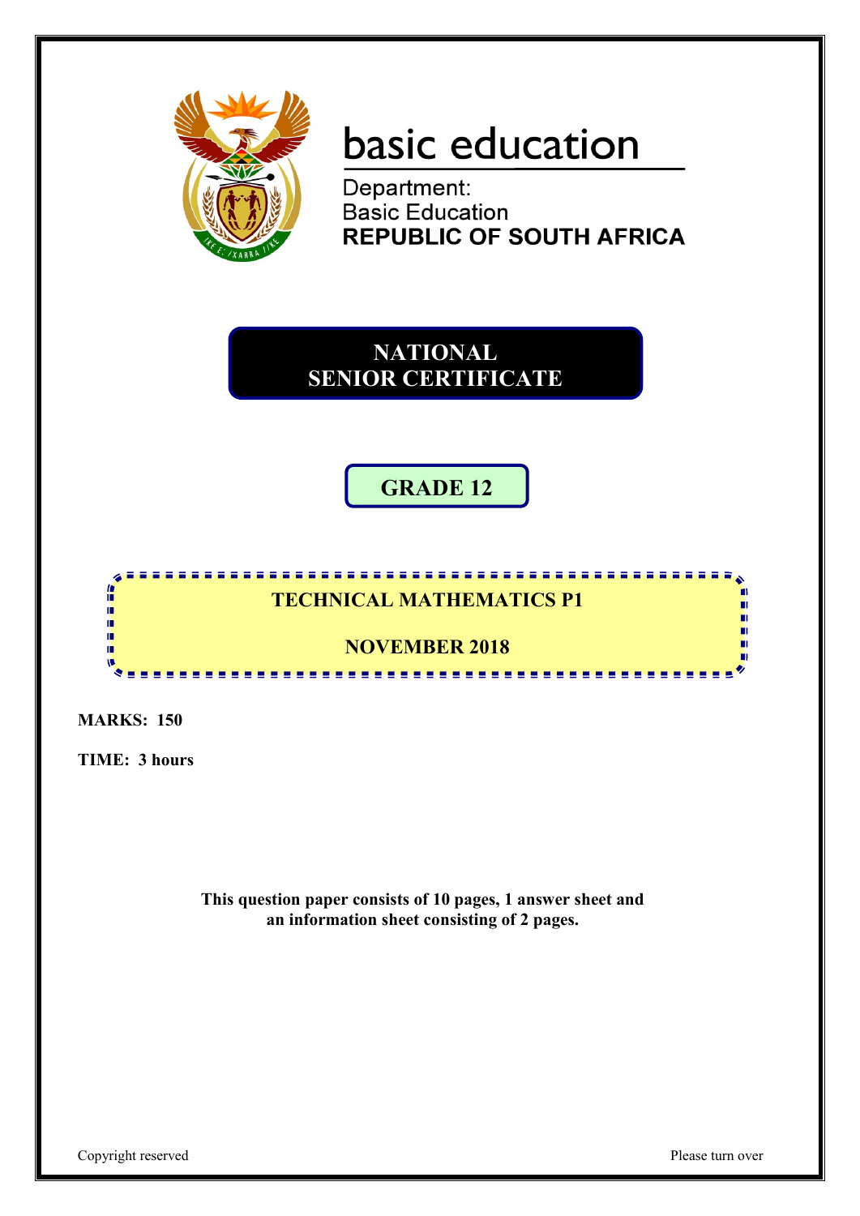basic education

Department:
Basic Education
**REPUBLIC OF SOUTH AFRICA**

# NATIONAL SENIOR CERTIFICATE

## GRADE 12

## TECHNICAL MATHEMATICS P1

## NOVEMBER 2018

**MARKS: 150**

**TIME: 3 hours**

**This question paper consists of 10 pages, 1 answer sheet and an information sheet consisting of 2 pages.**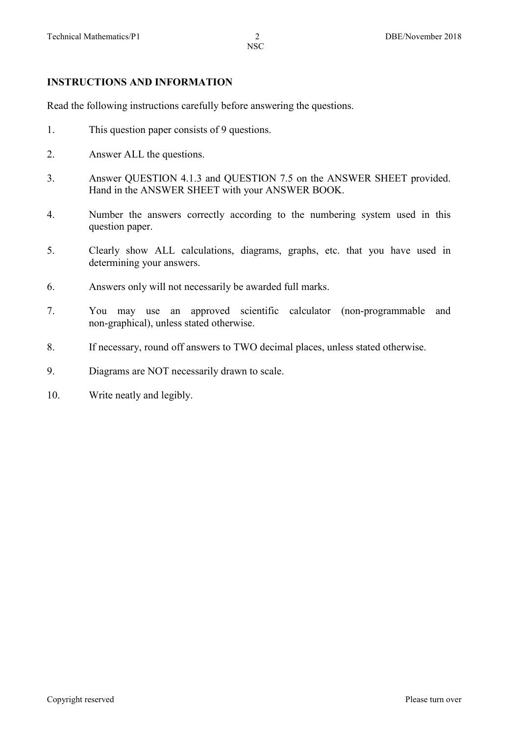## INSTRUCTIONS AND INFORMATION

Read the following instructions carefully before answering the questions.

1. This question paper consists of 9 questions.

2. Answer ALL the questions.

3. Answer QUESTION 4.1.3 and QUESTION 7.5 on the ANSWER SHEET provided. Hand in the ANSWER SHEET with your ANSWER BOOK.

4. Number the answers correctly according to the numbering system used in this question paper.

5. Clearly show ALL calculations, diagrams, graphs, etc. that you have used in determining your answers.

6. Answers only will not necessarily be awarded full marks.

7. You may use an approved scientific calculator (non-programmable and non-graphical), unless stated otherwise.

8. If necessary, round off answers to TWO decimal places, unless stated otherwise.

9. Diagrams are NOT necessarily drawn to scale.

10. Write neatly and legibly.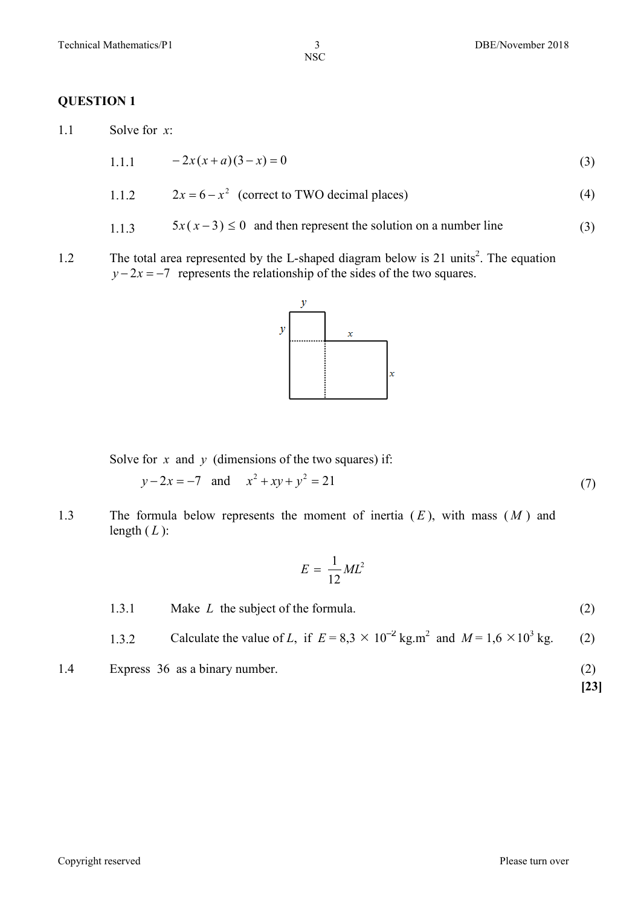## QUESTION 1

1.1 Solve for $x$:

1.1.1 $-2x(x+a)(3-x)=0$ (3)

1.1.2 $2x = 6 - x^2$ (correct to TWO decimal places) (4)

1.1.3 $5x(x-3) \leq 0$ and then represent the solution on a number line (3)

1.2 The total area represented by the L-shaped diagram below is 21 units$^2$. The equation $y - 2x = -7$ represents the relationship of the sides of the two squares.

y

y x

x

Solve for $x$ and $y$ (dimensions of the two squares) if:

$y - 2x = -7$ and $x^2 + xy + y^2 = 21$ (7)

1.3 The formula below represents the moment of inertia ($E$), with mass ($M$) and length ($L$):

$$E = \frac{1}{12}ML^2$$

1.3.1 Make $L$ the subject of the formula. (2)

1.3.2 Calculate the value of $L$, if $E = 8{,}3 \times 10^{-2}$ kg.m$^2$ and $M = 1{,}6 \times 10^3$ kg. (2)

1.4 Express 36 as a binary number. (2)

**[23]**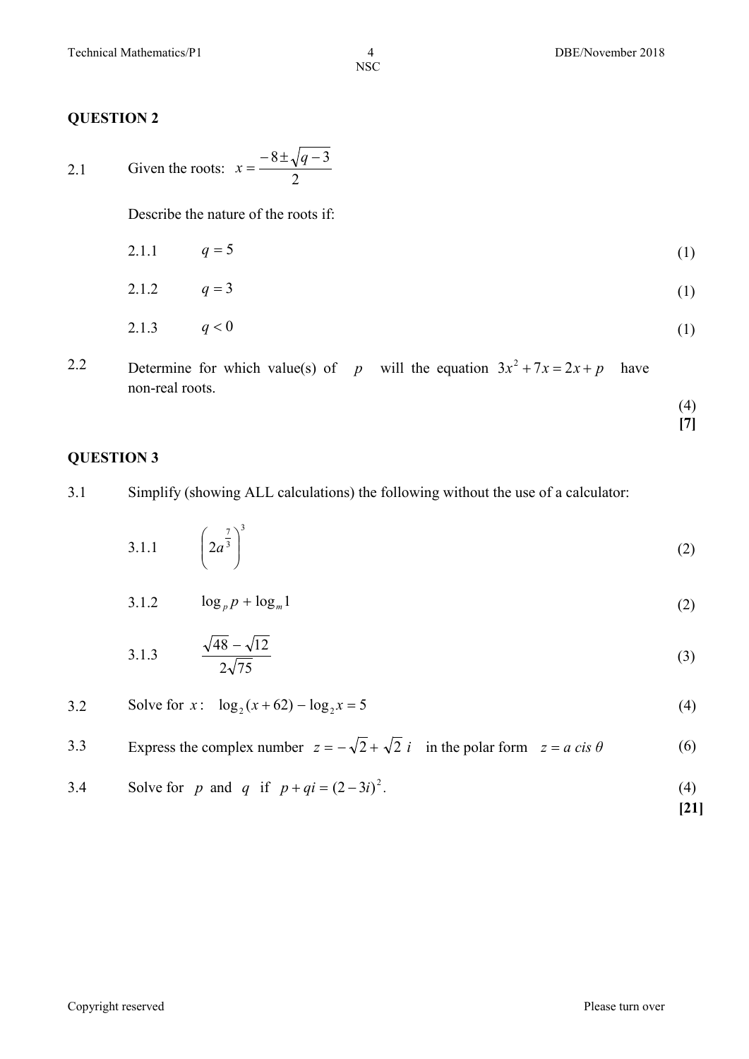## QUESTION 2

2.1 Given the roots: $x = \dfrac{-8 \pm \sqrt{q-3}}{2}$

Describe the nature of the roots if:

2.1.1 $q = 5$ (1)

2.1.2 $q = 3$ (1)

2.1.3 $q < 0$ (1)

2.2 Determine for which value(s) of $p$ will the equation $3x^2 + 7x = 2x + p$ have non-real roots. (4)

**[7]**

## QUESTION 3

3.1 Simplify (showing ALL calculations) the following without the use of a calculator:

3.1.1 $\left(2a^{\frac{7}{3}}\right)^3$ (2)

3.1.2 $\log_p p + \log_m 1$ (2)

3.1.3 $\dfrac{\sqrt{48} - \sqrt{12}}{2\sqrt{75}}$ (3)

3.2 Solve for $x$: $\log_2 (x + 62) - \log_2 x = 5$ (4)

3.3 Express the complex number $z = -\sqrt{2} + \sqrt{2}\, i$ in the polar form $z = a\, cis\, \theta$ (6)

3.4 Solve for $p$ and $q$ if $p + qi = (2 - 3i)^2$. (4)

**[21]**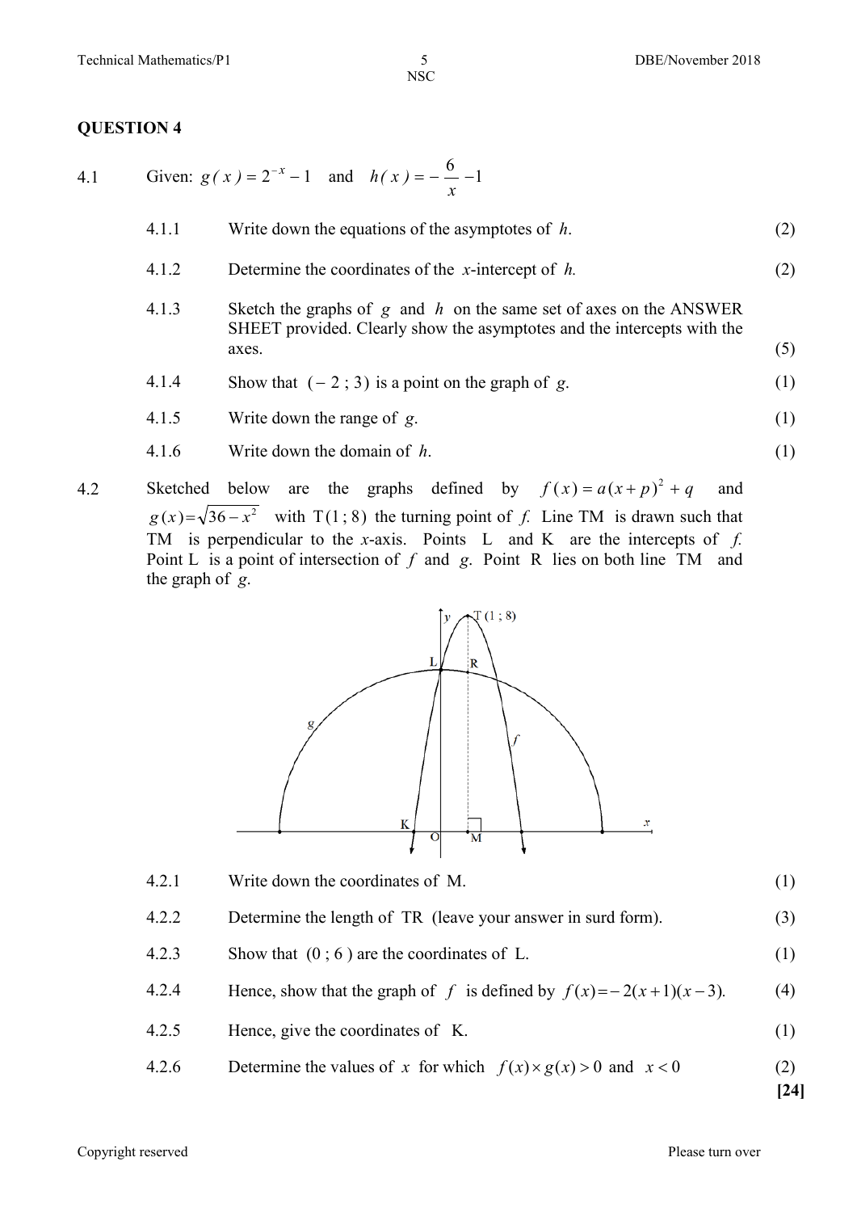## QUESTION 4

4.1 Given: $g(x) = 2^{-x} - 1$ and $h(x) = -\dfrac{6}{x} - 1$

4.1.1 Write down the equations of the asymptotes of $h$. (2)

4.1.2 Determine the coordinates of the $x$-intercept of $h$. (2)

4.1.3 Sketch the graphs of $g$ and $h$ on the same set of axes on the ANSWER SHEET provided. Clearly show the asymptotes and the intercepts with the axes. (5)

4.1.4 Show that $(-2\,;\,3)$ is a point on the graph of $g$. (1)

4.1.5 Write down the range of $g$. (1)

4.1.6 Write down the domain of $h$. (1)

4.2 Sketched below are the graphs defined by $f(x) = a(x+p)^2 + q$ and $g(x) = \sqrt{36 - x^2}$ with $T(1\,;\,8)$ the turning point of $f$. Line TM is drawn such that TM is perpendicular to the $x$-axis. Points L and K are the intercepts of $f$. Point L is a point of intersection of $f$ and $g$. Point R lies on both line TM and the graph of $g$.

y
T (1 ; 8)
L
R
g
f
K
O
M
x

4.2.1 Write down the coordinates of M. (1)

4.2.2 Determine the length of TR (leave your answer in surd form). (3)

4.2.3 Show that $(0\,;\,6)$ are the coordinates of L. (1)

4.2.4 Hence, show that the graph of $f$ is defined by $f(x) = -2(x+1)(x-3)$. (4)

4.2.5 Hence, give the coordinates of K. (1)

4.2.6 Determine the values of $x$ for which $f(x) \times g(x) > 0$ and $x < 0$ (2)

**[24]**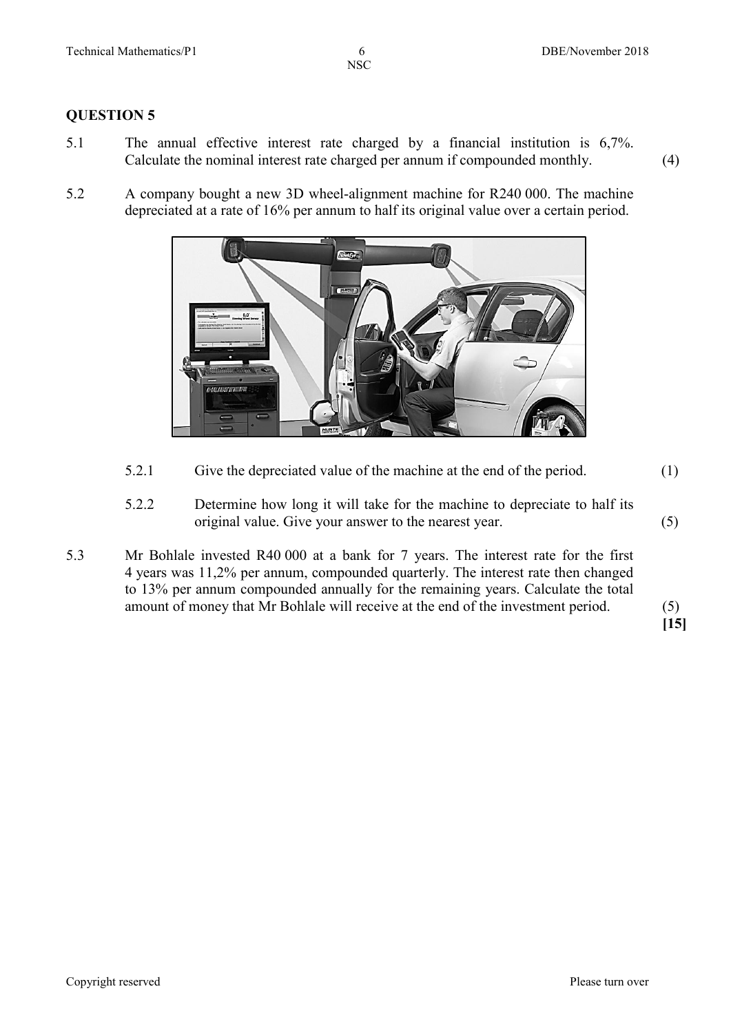## QUESTION 5

5.1 The annual effective interest rate charged by a financial institution is 6,7%. Calculate the nominal interest rate charged per annum if compounded monthly. (4)

5.2 A company bought a new 3D wheel-alignment machine for R240 000. The machine depreciated at a rate of 16% per annum to half its original value over a certain period.

5.2.1 Give the depreciated value of the machine at the end of the period. (1)

5.2.2 Determine how long it will take for the machine to depreciate to half its original value. Give your answer to the nearest year. (5)

5.3 Mr Bohlale invested R40 000 at a bank for 7 years. The interest rate for the first 4 years was 11,2% per annum, compounded quarterly. The interest rate then changed to 13% per annum compounded annually for the remaining years. Calculate the total amount of money that Mr Bohlale will receive at the end of the investment period. (5)

**[15]**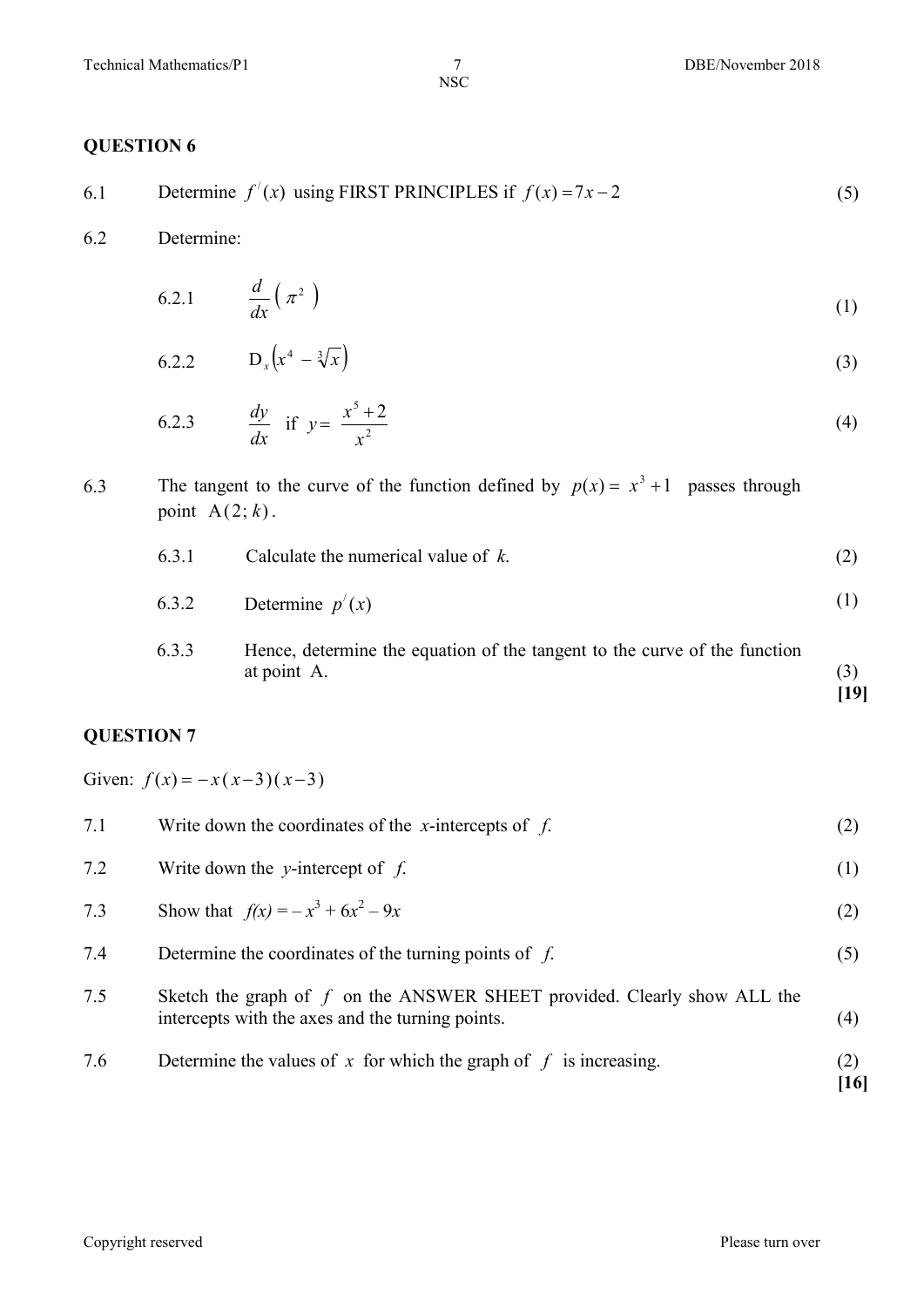## QUESTION 6

6.1 Determine $f^{/}(x)$ using FIRST PRINCIPLES if $f(x) = 7x - 2$ (5)

6.2 Determine:

6.2.1 $\frac{d}{dx}\left(\pi^{2}\right)$ (1)

6.2.2 $D_{x}\left(x^{4} - \sqrt[3]{x}\right)$ (3)

6.2.3 $\frac{dy}{dx}$ if $y = \frac{x^{5}+2}{x^{2}}$ (4)

6.3 The tangent to the curve of the function defined by $p(x) = x^{3} + 1$ passes through point $A(2; k)$.

6.3.1 Calculate the numerical value of $k$. (2)

6.3.2 Determine $p^{/}(x)$ (1)

6.3.3 Hence, determine the equation of the tangent to the curve of the function at point A. (3)

**[19]**

## QUESTION 7

Given: $f(x) = -x(x-3)(x-3)$

7.1 Write down the coordinates of the $x$-intercepts of $f$. (2)

7.2 Write down the $y$-intercept of $f$. (1)

7.3 Show that $f(x) = -x^{3} + 6x^{2} - 9x$ (2)

7.4 Determine the coordinates of the turning points of $f$. (5)

7.5 Sketch the graph of $f$ on the ANSWER SHEET provided. Clearly show ALL the intercepts with the axes and the turning points. (4)

7.6 Determine the values of $x$ for which the graph of $f$ is increasing. (2)

**[16]**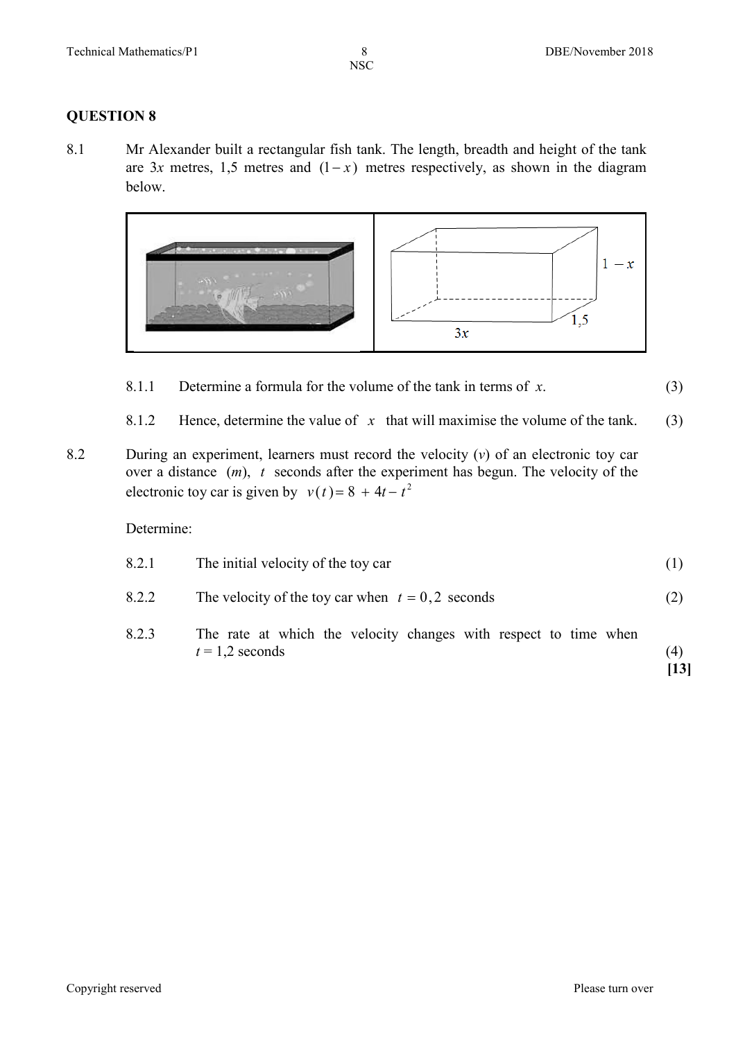## QUESTION 8

8.1 Mr Alexander built a rectangular fish tank. The length, breadth and height of the tank are $3x$ metres, 1,5 metres and $(1-x)$ metres respectively, as shown in the diagram below.

$1-x$

1,5

$3x$

8.1.1 Determine a formula for the volume of the tank in terms of $x$. (3)

8.1.2 Hence, determine the value of $x$ that will maximise the volume of the tank. (3)

8.2 During an experiment, learners must record the velocity ($v$) of an electronic toy car over a distance ($m$), $t$ seconds after the experiment has begun. The velocity of the electronic toy car is given by $v(t) = 8 + 4t - t^2$

Determine:

8.2.1 The initial velocity of the toy car (1)

8.2.2 The velocity of the toy car when $t = 0,2$ seconds (2)

8.2.3 The rate at which the velocity changes with respect to time when $t = 1,2$ seconds (4)

**[13]**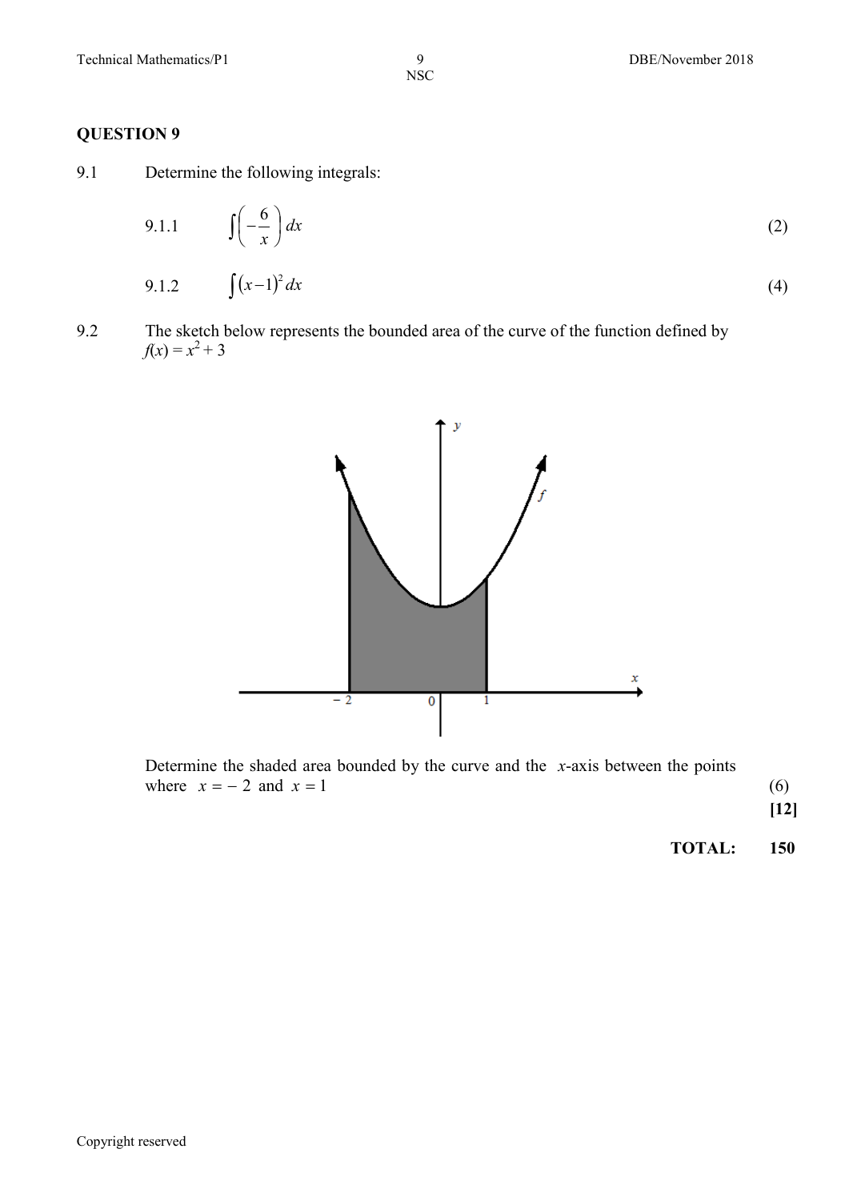## QUESTION 9

9.1 Determine the following integrals:

9.1.1 $\int \left( -\frac{6}{x} \right) dx$ (2)

9.1.2 $\int (x-1)^2 \, dx$ (4)

9.2 The sketch below represents the bounded area of the curve of the function defined by $f(x) = x^2 + 3$

y

f

x

$-2$

0

1

Determine the shaded area bounded by the curve and the $x$-axis between the points where $x = -2$ and $x = 1$ (6)

**[12]**

**TOTAL: 150**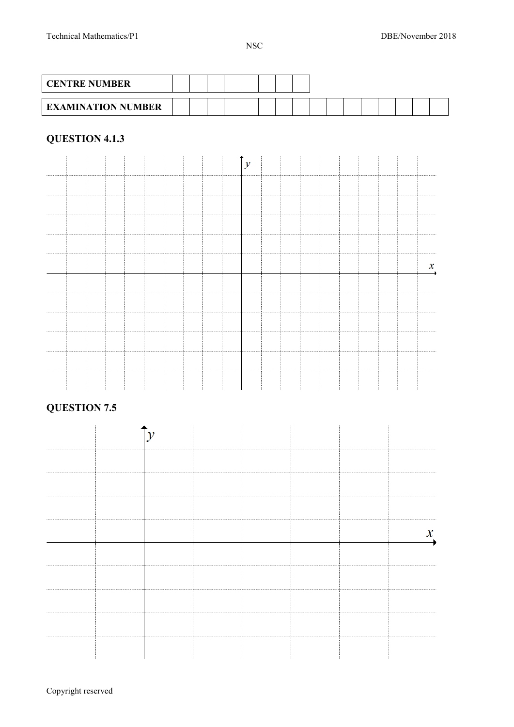| CENTRE NUMBER | | | | | | | | |
|---|---|---|---|---|---|---|---|---|

| EXAMINATION NUMBER | | | | | | | | | | | | | | | |
|---|---|---|---|---|---|---|---|---|---|---|---|---|---|---|---|

## QUESTION 4.1.3

$y$

$x$

## QUESTION 7.5

$y$

$x$

Copyright reserved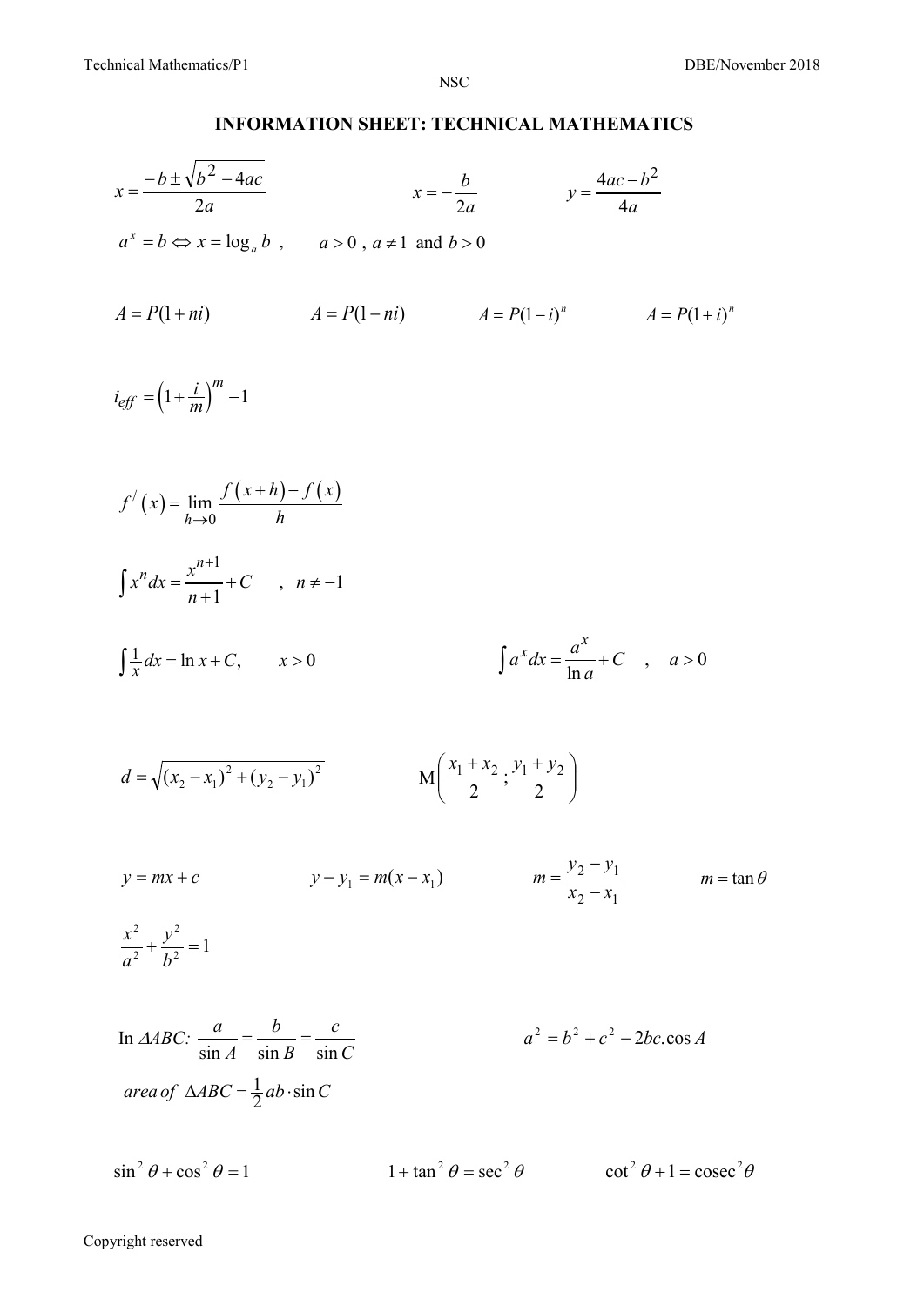# INFORMATION SHEET: TECHNICAL MATHEMATICS

$$x = \frac{-b \pm \sqrt{b^2 - 4ac}}{2a} \qquad x = -\frac{b}{2a} \qquad y = \frac{4ac - b^2}{4a}$$

$$a^x = b \Leftrightarrow x = \log_a b \ , \qquad a > 0 \ , \ a \neq 1 \text{ and } b > 0$$

$$A = P(1 + ni) \qquad A = P(1 - ni) \qquad A = P(1 - i)^n \qquad A = P(1 + i)^n$$

$$i_{eff} = \left(1 + \frac{i}{m}\right)^m - 1$$

$$f'(x) = \lim_{h \to 0} \frac{f(x+h) - f(x)}{h}$$

$$\int x^n dx = \frac{x^{n+1}}{n+1} + C \quad , \ n \neq -1$$

$$\int \frac{1}{x} dx = \ln x + C, \qquad x > 0 \qquad\qquad \int a^x dx = \frac{a^x}{\ln a} + C \quad , \ a > 0$$

$$d = \sqrt{(x_2 - x_1)^2 + (y_2 - y_1)^2} \qquad M\left(\frac{x_1 + x_2}{2} ; \frac{y_1 + y_2}{2}\right)$$

$$y = mx + c \qquad y - y_1 = m(x - x_1) \qquad m = \frac{y_2 - y_1}{x_2 - x_1} \qquad m = \tan\theta$$

$$\frac{x^2}{a^2} + \frac{y^2}{b^2} = 1$$

In $\Delta ABC$: $\dfrac{a}{\sin A} = \dfrac{b}{\sin B} = \dfrac{c}{\sin C}$ $\qquad$ $a^2 = b^2 + c^2 - 2bc.\cos A$

$$area\ of\ \Delta ABC = \frac{1}{2} ab \cdot \sin C$$

$$\sin^2\theta + \cos^2\theta = 1 \qquad 1 + \tan^2\theta = \sec^2\theta \qquad \cot^2\theta + 1 = \text{cosec}^2\theta$$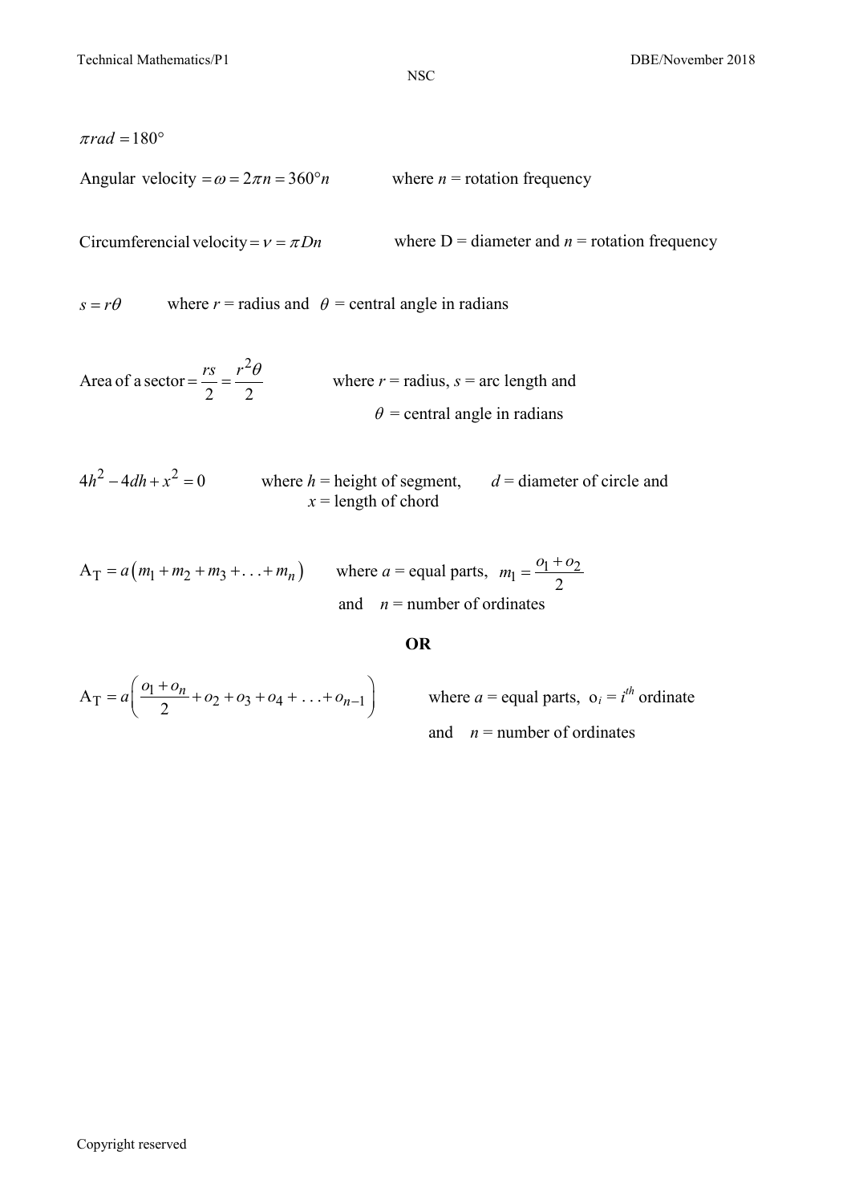$\pi rad = 180°$

Angular velocity $= \omega = 2\pi n = 360° n$ where $n$ = rotation frequency

Circumferencial velocity $= v = \pi Dn$ where D = diameter and $n$ = rotation frequency

$s = r\theta$ where $r$ = radius and $\theta$ = central angle in radians

Area of a sector $= \dfrac{rs}{2} = \dfrac{r^2\theta}{2}$ where $r$ = radius, $s$ = arc length and $\theta$ = central angle in radians

$4h^2 - 4dh + x^2 = 0$ where $h$ = height of segment, $d$ = diameter of circle and $x$ = length of chord

$A_T = a\left(m_1 + m_2 + m_3 + \ldots + m_n\right)$ where $a$ = equal parts, $m_1 = \dfrac{o_1 + o_2}{2}$ and $n$ = number of ordinates

**OR**

$A_T = a\left(\dfrac{o_1 + o_n}{2} + o_2 + o_3 + o_4 + \ldots + o_{n-1}\right)$ where $a$ = equal parts, $o_i = i^{th}$ ordinate and $n$ = number of ordinates